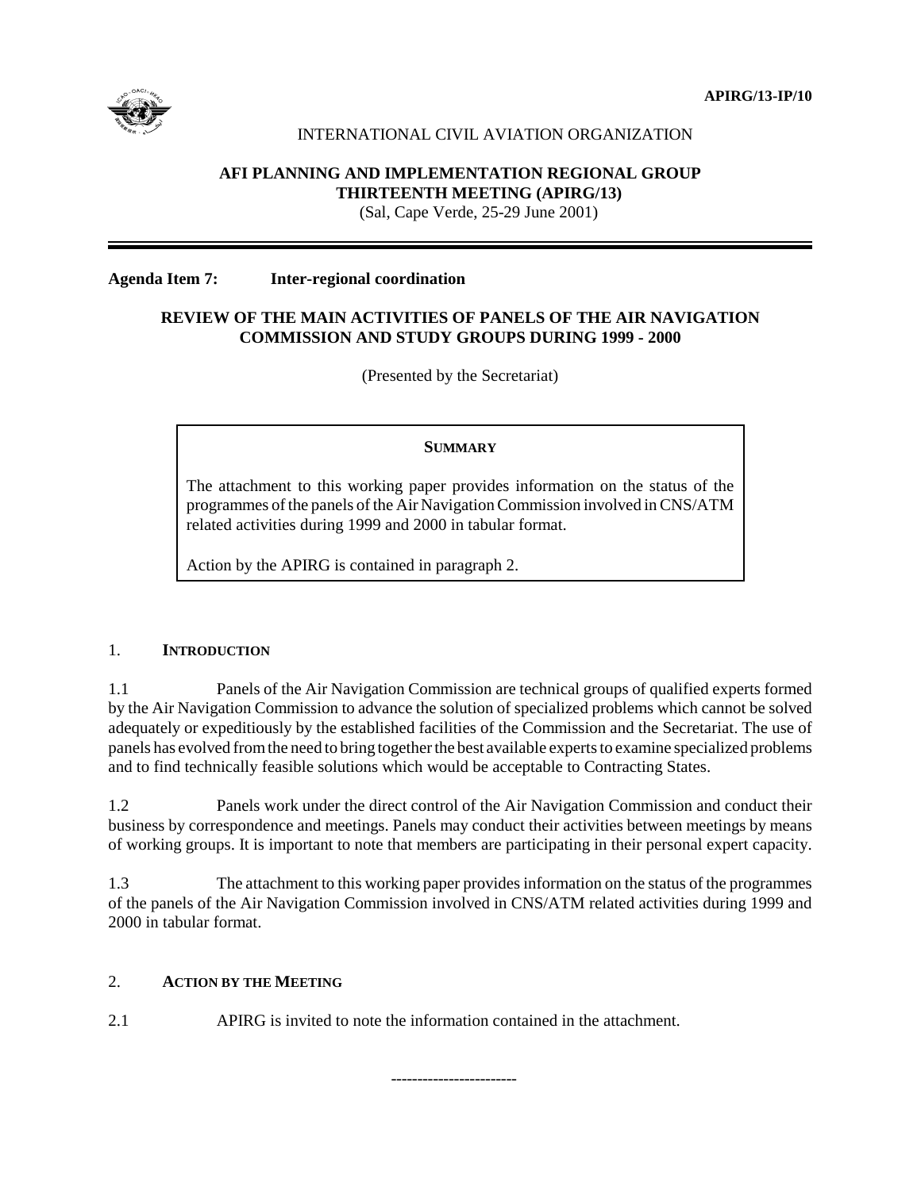APIRG/13-IP/10

INTERNATIONAL CIVIL AVIATION ORGANIZATION

**AFI PLANNING AND IMPLEMENTATION REGIONAL GROUP**
**THIRTEENTH MEETING (APIRG/13)**
(Sal, Cape Verde, 25-29 June 2001)

---

**Agenda Item 7: Inter-regional coordination**

## REVIEW OF THE MAIN ACTIVITIES OF PANELS OF THE AIR NAVIGATION COMMISSION AND STUDY GROUPS DURING 1999 - 2000

(Presented by the Secretariat)

> **SUMMARY**
>
> The attachment to this working paper provides information on the status of the programmes of the panels of the Air Navigation Commission involved in CNS/ATM related activities during 1999 and 2000 in tabular format.
>
> Action by the APIRG is contained in paragraph 2.

### 1. INTRODUCTION

1.1 Panels of the Air Navigation Commission are technical groups of qualified experts formed by the Air Navigation Commission to advance the solution of specialized problems which cannot be solved adequately or expeditiously by the established facilities of the Commission and the Secretariat. The use of panels has evolved from the need to bring together the best available experts to examine specialized problems and to find technically feasible solutions which would be acceptable to Contracting States.

1.2 Panels work under the direct control of the Air Navigation Commission and conduct their business by correspondence and meetings. Panels may conduct their activities between meetings by means of working groups. It is important to note that members are participating in their personal expert capacity.

1.3 The attachment to this working paper provides information on the status of the programmes of the panels of the Air Navigation Commission involved in CNS/ATM related activities during 1999 and 2000 in tabular format.

### 2. ACTION BY THE MEETING

2.1 APIRG is invited to note the information contained in the attachment.

-----------------------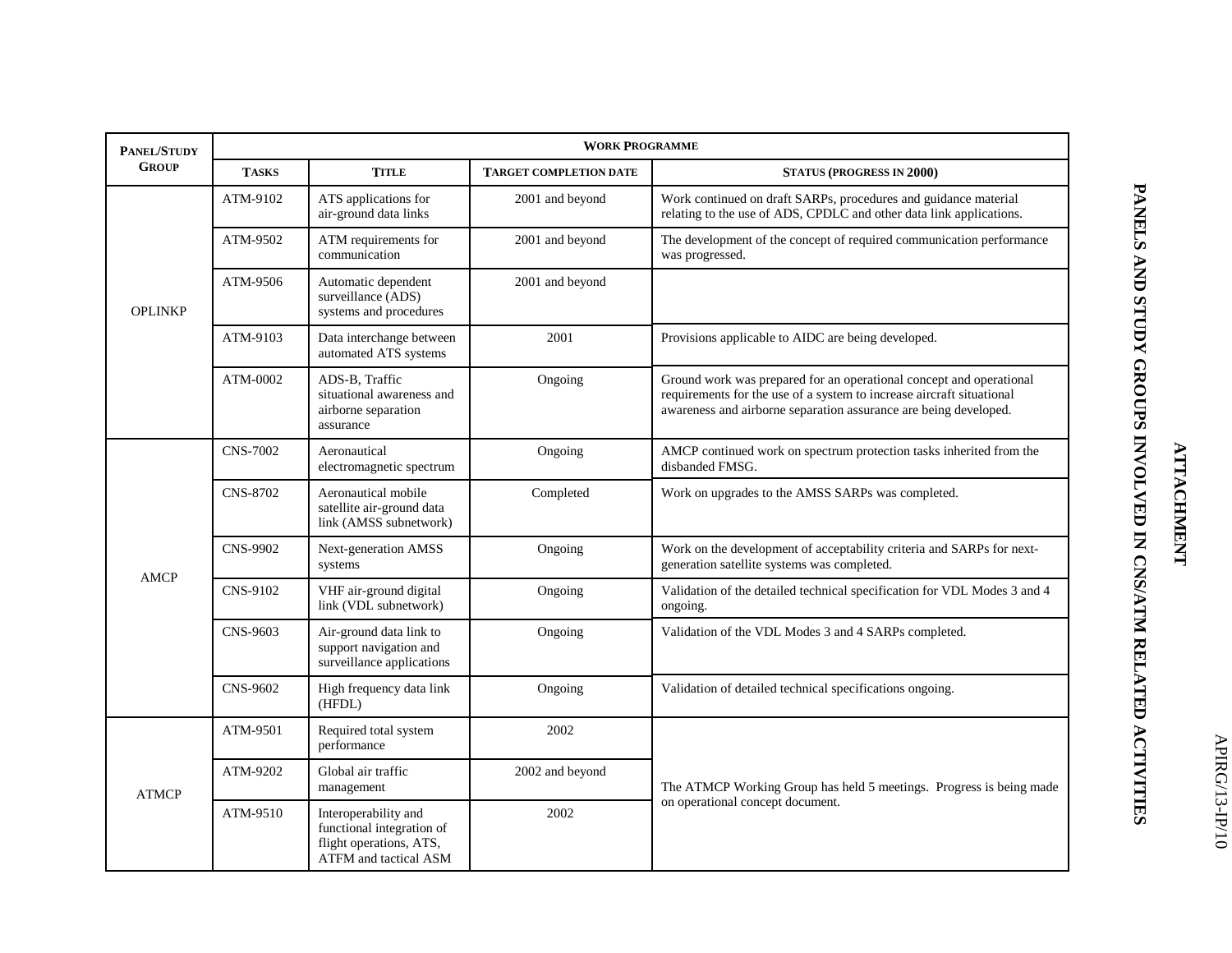# ATTACHMENT

## PANELS AND STUDY GROUPS INVOLVED IN CNS/ATM RELATED ACTIVITIES

| Panel/Study Group | Work Programme | | | |
|---|---|---|---|---|
| | Tasks | Title | Target Completion Date | Status (Progress in 2000) |
| OPLINKP | ATM-9102 | ATS applications for air-ground data links | 2001 and beyond | Work continued on draft SARPs, procedures and guidance material relating to the use of ADS, CPDLC and other data link applications. |
| | ATM-9502 | ATM requirements for communication | 2001 and beyond | The development of the concept of required communication performance was progressed. |
| | ATM-9506 | Automatic dependent surveillance (ADS) systems and procedures | 2001 and beyond | |
| | ATM-9103 | Data interchange between automated ATS systems | 2001 | Provisions applicable to AIDC are being developed. |
| | ATM-0002 | ADS-B, Traffic situational awareness and airborne separation assurance | Ongoing | Ground work was prepared for an operational concept and operational requirements for the use of a system to increase aircraft situational awareness and airborne separation assurance are being developed. |
| AMCP | CNS-7002 | Aeronautical electromagnetic spectrum | Ongoing | AMCP continued work on spectrum protection tasks inherited from the disbanded FMSG. |
| | CNS-8702 | Aeronautical mobile satellite air-ground data link (AMSS subnetwork) | Completed | Work on upgrades to the AMSS SARPs was completed. |
| | CNS-9902 | Next-generation AMSS systems | Ongoing | Work on the development of acceptability criteria and SARPs for next-generation satellite systems was completed. |
| | CNS-9102 | VHF air-ground digital link (VDL subnetwork) | Ongoing | Validation of the detailed technical specification for VDL Modes 3 and 4 ongoing. |
| | CNS-9603 | Air-ground data link to support navigation and surveillance applications | Ongoing | Validation of the VDL Modes 3 and 4 SARPs completed. |
| | CNS-9602 | High frequency data link (HFDL) | Ongoing | Validation of detailed technical specifications ongoing. |
| ATMCP | ATM-9501 | Required total system performance | 2002 | The ATMCP Working Group has held 5 meetings. Progress is being made on operational concept document. |
| | ATM-9202 | Global air traffic management | 2002 and beyond | |
| | ATM-9510 | Interoperability and functional integration of flight operations, ATS, ATFM and tactical ASM | 2002 | |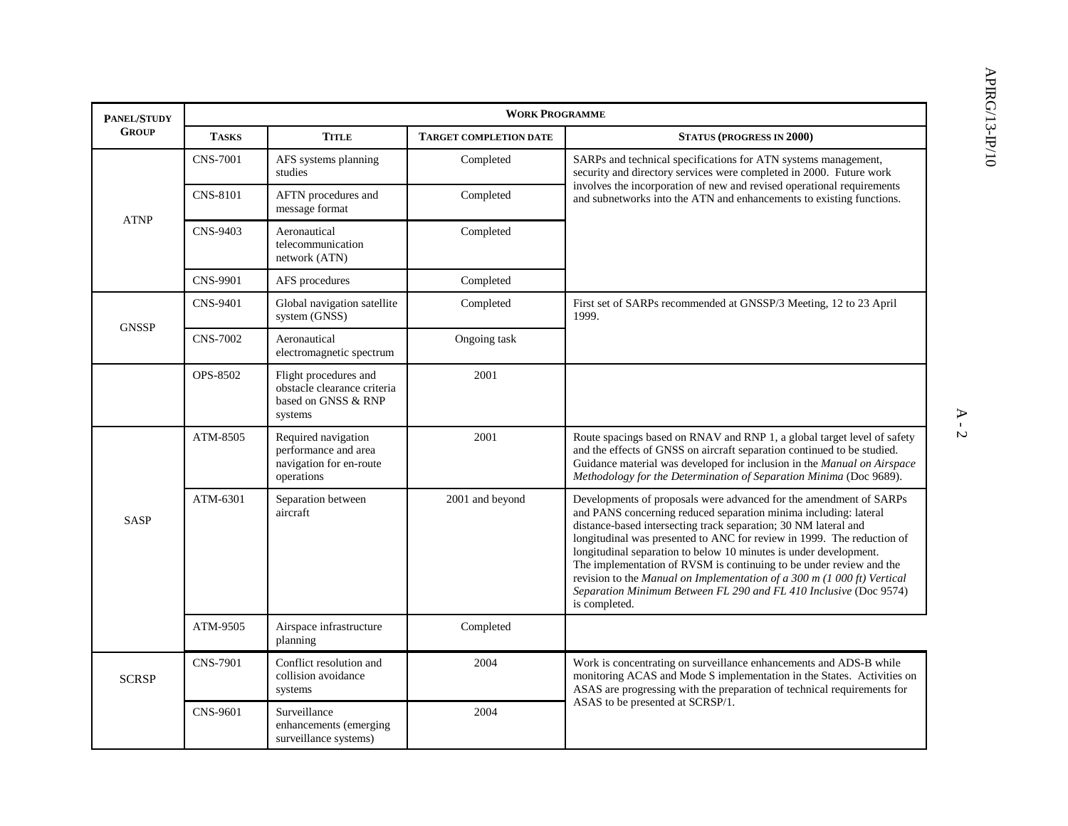| PANEL/STUDY GROUP | WORK PROGRAMME | | | |
|---|---|---|---|---|
| | TASKS | TITLE | TARGET COMPLETION DATE | STATUS (PROGRESS IN 2000) |
| ATNP | CNS-7001 | AFS systems planning studies | Completed | SARPs and technical specifications for ATN systems management, security and directory services were completed in 2000. Future work involves the incorporation of new and revised operational requirements and subnetworks into the ATN and enhancements to existing functions. |
| | CNS-8101 | AFTN procedures and message format | Completed | |
| | CNS-9403 | Aeronautical telecommunication network (ATN) | Completed | |
| | CNS-9901 | AFS procedures | Completed | |
| GNSSP | CNS-9401 | Global navigation satellite system (GNSS) | Completed | First set of SARPs recommended at GNSSP/3 Meeting, 12 to 23 April 1999. |
| | CNS-7002 | Aeronautical electromagnetic spectrum | Ongoing task | |
| | OPS-8502 | Flight procedures and obstacle clearance criteria based on GNSS & RNP systems | 2001 | |
| SASP | ATM-8505 | Required navigation performance and area navigation for en-route operations | 2001 | Route spacings based on RNAV and RNP 1, a global target level of safety and the effects of GNSS on aircraft separation continued to be studied. Guidance material was developed for inclusion in the *Manual on Airspace Methodology for the Determination of Separation Minima* (Doc 9689). |
| | ATM-6301 | Separation between aircraft | 2001 and beyond | Developments of proposals were advanced for the amendment of SARPs and PANS concerning reduced separation minima including: lateral distance-based intersecting track separation; 30 NM lateral and longitudinal was presented to ANC for review in 1999. The reduction of longitudinal separation to below 10 minutes is under development. The implementation of RVSM is continuing to be under review and the revision to the *Manual on Implementation of a 300 m (1 000 ft) Vertical Separation Minimum Between FL 290 and FL 410 Inclusive* (Doc 9574) is completed. |
| | ATM-9505 | Airspace infrastructure planning | Completed | |
| SCRSP | CNS-7901 | Conflict resolution and collision avoidance systems | 2004 | Work is concentrating on surveillance enhancements and ADS-B while monitoring ACAS and Mode S implementation in the States. Activities on ASAS are progressing with the preparation of technical requirements for ASAS to be presented at SCRSP/1. |
| | CNS-9601 | Surveillance enhancements (emerging surveillance systems) | 2004 | |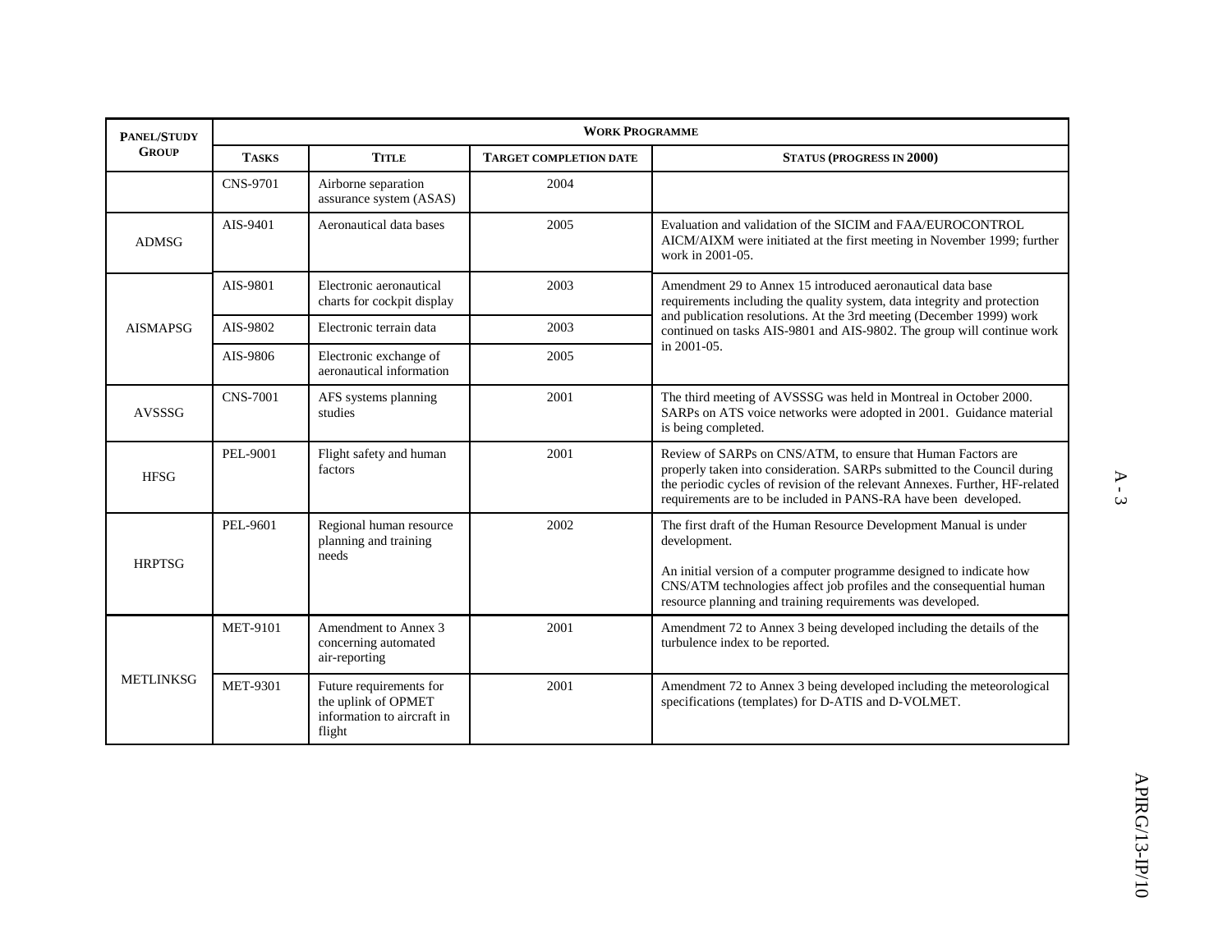| PANEL/STUDY GROUP | WORK PROGRAMME | | | |
|---|---|---|---|---|
| | TASKS | TITLE | TARGET COMPLETION DATE | STATUS (PROGRESS IN 2000) |
| | CNS-9701 | Airborne separation assurance system (ASAS) | 2004 | |
| ADMSG | AIS-9401 | Aeronautical data bases | 2005 | Evaluation and validation of the SICIM and FAA/EUROCONTROL AICM/AIXM were initiated at the first meeting in November 1999; further work in 2001-05. |
| AISMAPSG | AIS-9801 | Electronic aeronautical charts for cockpit display | 2003 | Amendment 29 to Annex 15 introduced aeronautical data base requirements including the quality system, data integrity and protection and publication resolutions. At the 3rd meeting (December 1999) work continued on tasks AIS-9801 and AIS-9802. The group will continue work in 2001-05. |
| | AIS-9802 | Electronic terrain data | 2003 | |
| | AIS-9806 | Electronic exchange of aeronautical information | 2005 | |
| AVSSSG | CNS-7001 | AFS systems planning studies | 2001 | The third meeting of AVSSSG was held in Montreal in October 2000. SARPs on ATS voice networks were adopted in 2001. Guidance material is being completed. |
| HFSG | PEL-9001 | Flight safety and human factors | 2001 | Review of SARPs on CNS/ATM, to ensure that Human Factors are properly taken into consideration. SARPs submitted to the Council during the periodic cycles of revision of the relevant Annexes. Further, HF-related requirements are to be included in PANS-RA have been developed. |
| HRPTSG | PEL-9601 | Regional human resource planning and training needs | 2002 | The first draft of the Human Resource Development Manual is under development.<br><br>An initial version of a computer programme designed to indicate how CNS/ATM technologies affect job profiles and the consequential human resource planning and training requirements was developed. |
| METLINKSG | MET-9101 | Amendment to Annex 3 concerning automated air-reporting | 2001 | Amendment 72 to Annex 3 being developed including the details of the turbulence index to be reported. |
| | MET-9301 | Future requirements for the uplink of OPMET information to aircraft in flight | 2001 | Amendment 72 to Annex 3 being developed including the meteorological specifications (templates) for D-ATIS and D-VOLMET. |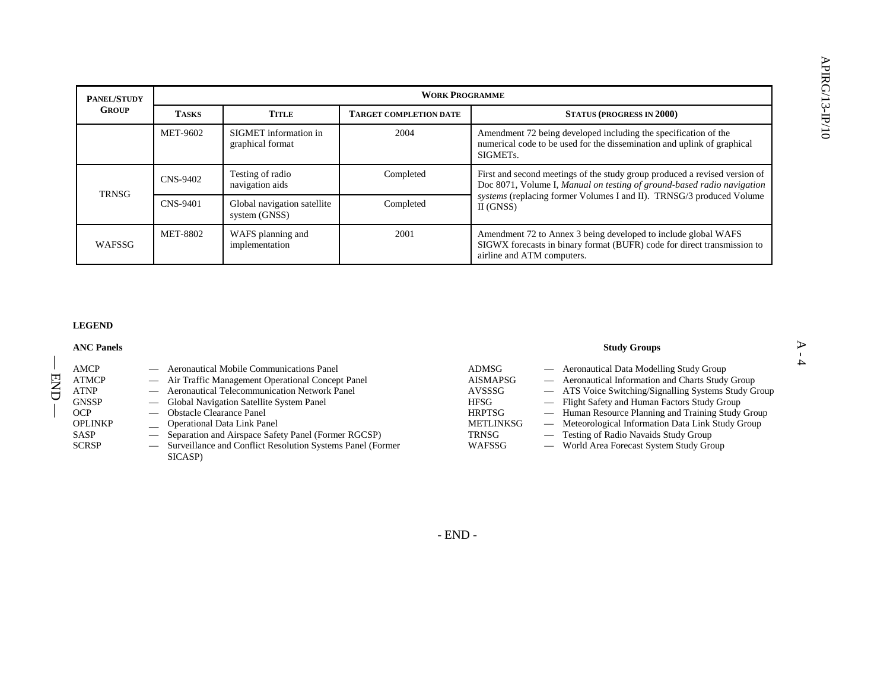| PANEL/STUDY GROUP | WORK PROGRAMME | | | |
|---|---|---|---|---|
| | TASKS | TITLE | TARGET COMPLETION DATE | STATUS (PROGRESS IN 2000) |
| | MET-9602 | SIGMET information in graphical format | 2004 | Amendment 72 being developed including the specification of the numerical code to be used for the dissemination and uplink of graphical SIGMETs. |
| TRNSG | CNS-9402 | Testing of radio navigation aids | Completed | First and second meetings of the study group produced a revised version of Doc 8071, Volume I, *Manual on testing of ground-based radio navigation systems* (replacing former Volumes I and II). TRNSG/3 produced Volume II (GNSS) |
| | CNS-9401 | Global navigation satellite system (GNSS) | Completed | |
| WAFSSG | MET-8802 | WAFS planning and implementation | 2001 | Amendment 72 to Annex 3 being developed to include global WAFS SIGWX forecasts in binary format (BUFR) code for direct transmission to airline and ATM computers. |

**LEGEND**

**ANC Panels**

AMCP — Aeronautical Mobile Communications Panel
ATMCP — Air Traffic Management Operational Concept Panel
ATNP — Aeronautical Telecommunication Network Panel
GNSSP — Global Navigation Satellite System Panel
OCP — Obstacle Clearance Panel
OPLINKP — Operational Data Link Panel
SASP — Separation and Airspace Safety Panel (Former RGCSP)
SCRSP — Surveillance and Conflict Resolution Systems Panel (Former SICASP)

**Study Groups**

ADMSG — Aeronautical Data Modelling Study Group
AISMAPSG — Aeronautical Information and Charts Study Group
AVSSSG — ATS Voice Switching/Signalling Systems Study Group
HFSG — Flight Safety and Human Factors Study Group
HRPTSG — Human Resource Planning and Training Study Group
METLINKSG — Meteorological Information Data Link Study Group
TRNSG — Testing of Radio Navaids Study Group
WAFSSG — World Area Forecast System Study Group

— END —

- END -